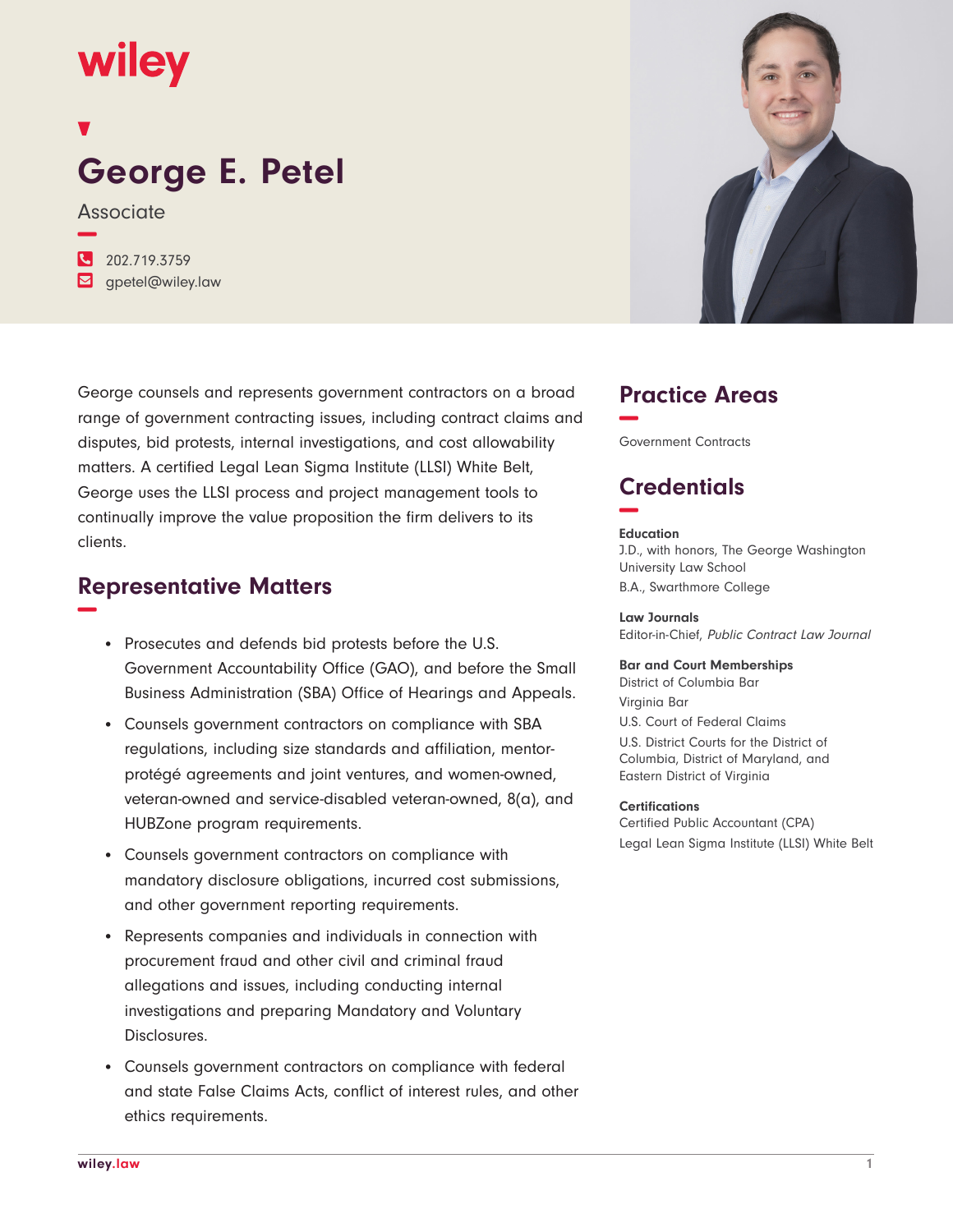wiley

# George E. Petel

Associate

202.719.3759
gpetel@wiley.law

George counsels and represents government contractors on a broad range of government contracting issues, including contract claims and disputes, bid protests, internal investigations, and cost allowability matters. A certified Legal Lean Sigma Institute (LLSI) White Belt, George uses the LLSI process and project management tools to continually improve the value proposition the firm delivers to its clients.

## Representative Matters

- Prosecutes and defends bid protests before the U.S. Government Accountability Office (GAO), and before the Small Business Administration (SBA) Office of Hearings and Appeals.
- Counsels government contractors on compliance with SBA regulations, including size standards and affiliation, mentor-protégé agreements and joint ventures, and women-owned, veteran-owned and service-disabled veteran-owned, 8(a), and HUBZone program requirements.
- Counsels government contractors on compliance with mandatory disclosure obligations, incurred cost submissions, and other government reporting requirements.
- Represents companies and individuals in connection with procurement fraud and other civil and criminal fraud allegations and issues, including conducting internal investigations and preparing Mandatory and Voluntary Disclosures.
- Counsels government contractors on compliance with federal and state False Claims Acts, conflict of interest rules, and other ethics requirements.

## Practice Areas

Government Contracts

## Credentials

**Education**

J.D., with honors, The George Washington University Law School

B.A., Swarthmore College

**Law Journals**

Editor-in-Chief, *Public Contract Law Journal*

**Bar and Court Memberships**

District of Columbia Bar

Virginia Bar

U.S. Court of Federal Claims

U.S. District Courts for the District of Columbia, District of Maryland, and Eastern District of Virginia

**Certifications**

Certified Public Accountant (CPA)

Legal Lean Sigma Institute (LLSI) White Belt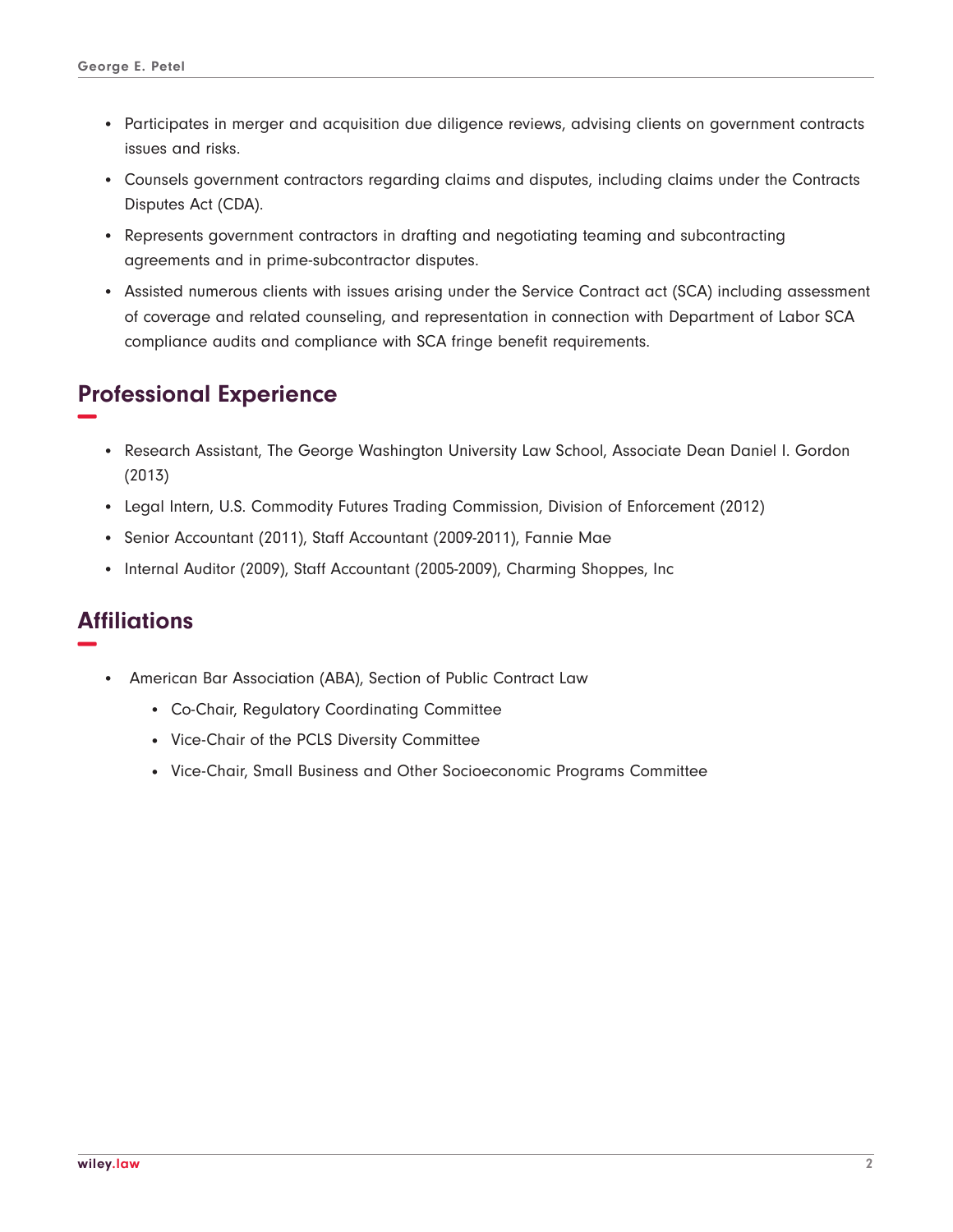- Participates in merger and acquisition due diligence reviews, advising clients on government contracts issues and risks.
- Counsels government contractors regarding claims and disputes, including claims under the Contracts Disputes Act (CDA).
- Represents government contractors in drafting and negotiating teaming and subcontracting agreements and in prime-subcontractor disputes.
- Assisted numerous clients with issues arising under the Service Contract act (SCA) including assessment of coverage and related counseling, and representation in connection with Department of Labor SCA compliance audits and compliance with SCA fringe benefit requirements.

## Professional Experience

- Research Assistant, The George Washington University Law School, Associate Dean Daniel I. Gordon (2013)
- Legal Intern, U.S. Commodity Futures Trading Commission, Division of Enforcement (2012)
- Senior Accountant (2011), Staff Accountant (2009-2011), Fannie Mae
- Internal Auditor (2009), Staff Accountant (2005-2009), Charming Shoppes, Inc

## Affiliations

- American Bar Association (ABA), Section of Public Contract Law
  - Co-Chair, Regulatory Coordinating Committee
  - Vice-Chair of the PCLS Diversity Committee
  - Vice-Chair, Small Business and Other Socioeconomic Programs Committee